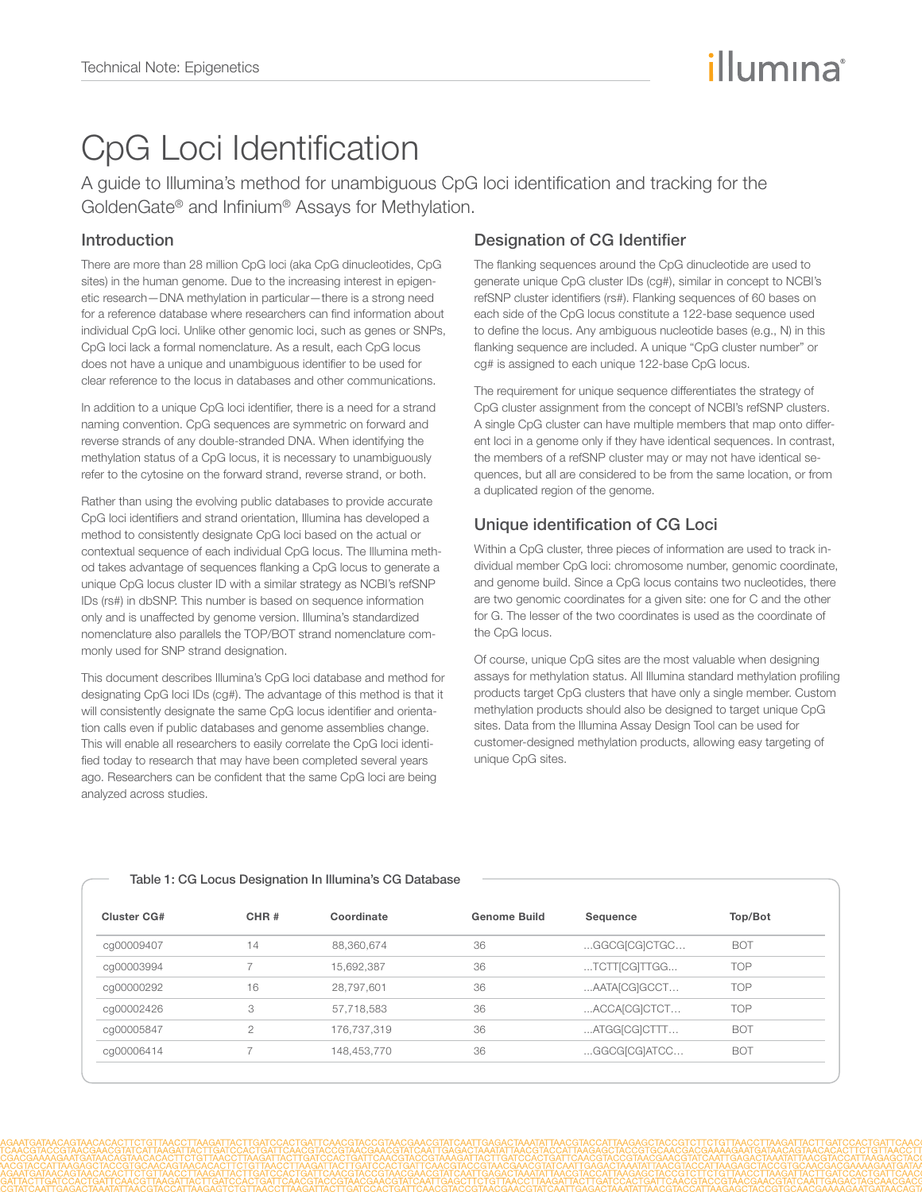# CpG Loci Identification

A guide to Illumina's method for unambiguous CpG loci identification and tracking for the GoldenGate® and Infinium® Assays for Methylation.

## Introduction

There are more than 28 million CpG loci (aka CpG dinucleotides, CpG sites) in the human genome. Due to the increasing interest in epigenetic research—DNA methylation in particular—there is a strong need for a reference database where researchers can find information about individual CpG loci. Unlike other genomic loci, such as genes or SNPs, CpG loci lack a formal nomenclature. As a result, each CpG locus does not have a unique and unambiguous identifier to be used for clear reference to the locus in databases and other communications.

In addition to a unique CpG loci identifier, there is a need for a strand naming convention. CpG sequences are symmetric on forward and reverse strands of any double-stranded DNA. When identifying the methylation status of a CpG locus, it is necessary to unambiguously refer to the cytosine on the forward strand, reverse strand, or both.

Rather than using the evolving public databases to provide accurate CpG loci identifiers and strand orientation, Illumina has developed a method to consistently designate CpG loci based on the actual or contextual sequence of each individual CpG locus. The Illumina method takes advantage of sequences flanking a CpG locus to generate a unique CpG locus cluster ID with a similar strategy as NCBI's refSNP IDs (rs#) in dbSNP. This number is based on sequence information only and is unaffected by genome version. Illumina's standardized nomenclature also parallels the TOP/BOT strand nomenclature commonly used for SNP strand designation.

This document describes Illumina's CpG loci database and method for designating CpG loci IDs (cg#). The advantage of this method is that it will consistently designate the same CpG locus identifier and orientation calls even if public databases and genome assemblies change. This will enable all researchers to easily correlate the CpG loci identified today to research that may have been completed several years ago. Researchers can be confident that the same CpG loci are being analyzed across studies.

## Designation of CG Identifier

The flanking sequences around the CpG dinucleotide are used to generate unique CpG cluster IDs (cg#), similar in concept to NCBI's refSNP cluster identifiers (rs#). Flanking sequences of 60 bases on each side of the CpG locus constitute a 122-base sequence used to define the locus. Any ambiguous nucleotide bases (e.g., N) in this flanking sequence are included. A unique "CpG cluster number" or cg# is assigned to each unique 122-base CpG locus.

The requirement for unique sequence differentiates the strategy of CpG cluster assignment from the concept of NCBI's refSNP clusters. A single CpG cluster can have multiple members that map onto different loci in a genome only if they have identical sequences. In contrast, the members of a refSNP cluster may or may not have identical sequences, but all are considered to be from the same location, or from a duplicated region of the genome.

## Unique identification of CG Loci

Within a CpG cluster, three pieces of information are used to track individual member CpG loci: chromosome number, genomic coordinate, and genome build. Since a CpG locus contains two nucleotides, there are two genomic coordinates for a given site: one for C and the other for G. The lesser of the two coordinates is used as the coordinate of the CpG locus.

Of course, unique CpG sites are the most valuable when designing assays for methylation status. All Illumina standard methylation profiling products target CpG clusters that have only a single member. Custom methylation products should also be designed to target unique CpG sites. Data from the Illumina Assay Design Tool can be used for customer-designed methylation products, allowing easy targeting of unique CpG sites.

Table 1: CG Locus Designation In Illumina's CG Database

| Cluster CG# | CHR # | Coordinate | Genome Build | Sequence | Top/Bot |
|---|---|---|---|---|---|
| cg00009407 | 14 | 88,360,674 | 36 | ...GGCG[CG]CTGC... | BOT |
| cg00003994 | 7 | 15,692,387 | 36 | ...TCTT[CG]TTGG... | TOP |
| cg00000292 | 16 | 28,797,601 | 36 | ...AATA[CG]GCCT... | TOP |
| cg00002426 | 3 | 57,718,583 | 36 | ...ACCA[CG]CTCT... | TOP |
| cg00005847 | 2 | 176,737,319 | 36 | ...ATGG[CG]CTTT... | BOT |
| cg00006414 | 7 | 148,453,770 | 36 | ...GGCG[CG]ATCC... | BOT |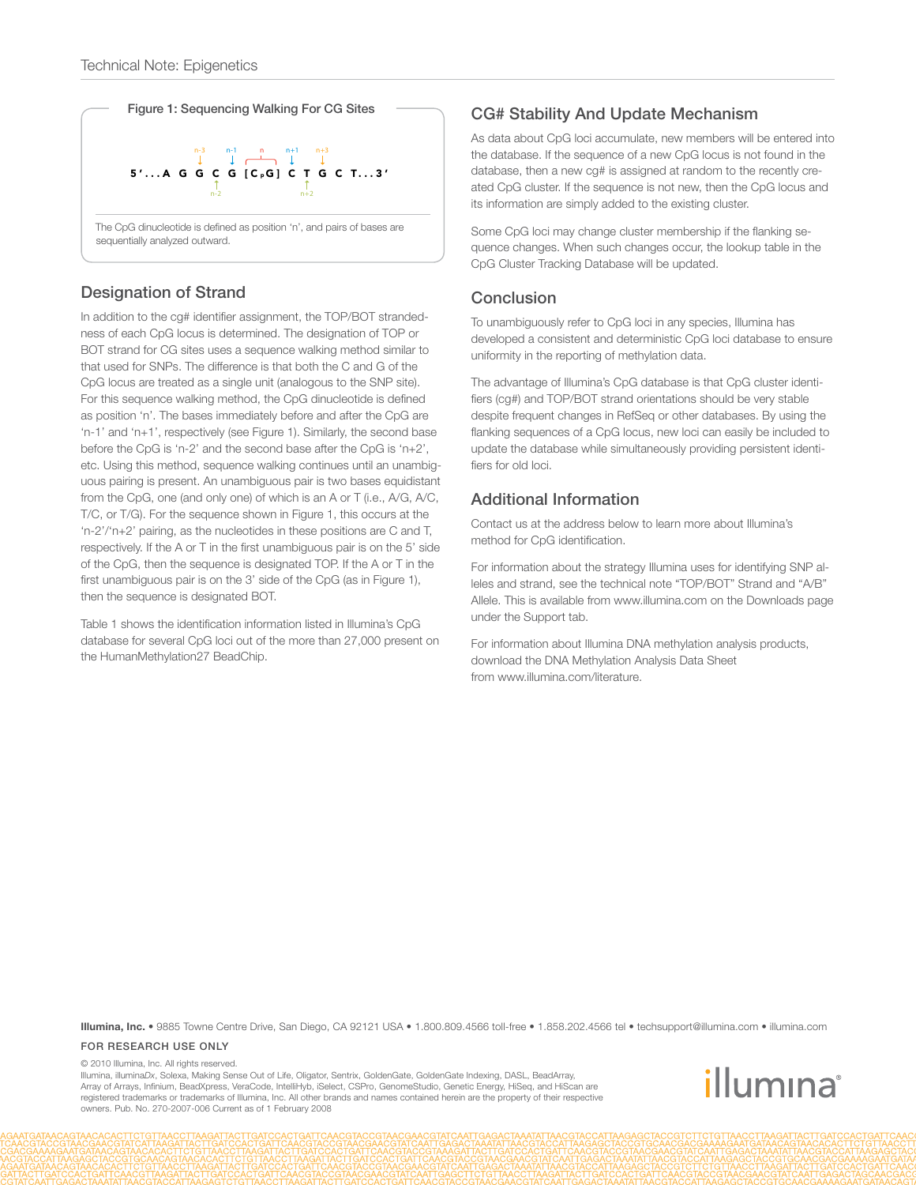**Figure 1: Sequencing Walking For CG Sites**

n-3 n-1 n n+1 n+3

5'...A G G C G [C$_p$G] C T G C T...3'

n-2 n+2

The CpG dinucleotide is defined as position 'n', and pairs of bases are sequentially analyzed outward.

## Designation of Strand

In addition to the cg# identifier assignment, the TOP/BOT strandedness of each CpG locus is determined. The designation of TOP or BOT strand for CG sites uses a sequence walking method similar to that used for SNPs. The difference is that both the C and G of the CpG locus are treated as a single unit (analogous to the SNP site). For this sequence walking method, the CpG dinucleotide is defined as position 'n'. The bases immediately before and after the CpG are 'n-1' and 'n+1', respectively (see Figure 1). Similarly, the second base before the CpG is 'n-2' and the second base after the CpG is 'n+2', etc. Using this method, sequence walking continues until an unambiguous pairing is present. An unambiguous pair is two bases equidistant from the CpG, one (and only one) of which is an A or T (i.e., A/G, A/C, T/C, or T/G). For the sequence shown in Figure 1, this occurs at the 'n-2'/'n+2' pairing, as the nucleotides in these positions are C and T, respectively. If the A or T in the first unambiguous pair is on the 5' side of the CpG, then the sequence is designated TOP. If the A or T in the first unambiguous pair is on the 3' side of the CpG (as in Figure 1), then the sequence is designated BOT.

Table 1 shows the identification information listed in Illumina's CpG database for several CpG loci out of the more than 27,000 present on the HumanMethylation27 BeadChip.

## CG# Stability And Update Mechanism

As data about CpG loci accumulate, new members will be entered into the database. If the sequence of a new CpG locus is not found in the database, then a new cg# is assigned at random to the recently created CpG cluster. If the sequence is not new, then the CpG locus and its information are simply added to the existing cluster.

Some CpG loci may change cluster membership if the flanking sequence changes. When such changes occur, the lookup table in the CpG Cluster Tracking Database will be updated.

## Conclusion

To unambiguously refer to CpG loci in any species, Illumina has developed a consistent and deterministic CpG loci database to ensure uniformity in the reporting of methylation data.

The advantage of Illumina's CpG database is that CpG cluster identifiers (cg#) and TOP/BOT strand orientations should be very stable despite frequent changes in RefSeq or other databases. By using the flanking sequences of a CpG locus, new loci can easily be included to update the database while simultaneously providing persistent identifiers for old loci.

## Additional Information

Contact us at the address below to learn more about Illumina's method for CpG identification.

For information about the strategy Illumina uses for identifying SNP alleles and strand, see the technical note "TOP/BOT" Strand and "A/B" Allele. This is available from www.illumina.com on the Downloads page under the Support tab.

For information about Illumina DNA methylation analysis products, download the DNA Methylation Analysis Data Sheet from www.illumina.com/literature.

**Illumina, Inc.** • 9885 Towne Centre Drive, San Diego, CA 92121 USA • 1.800.809.4566 toll-free • 1.858.202.4566 tel • techsupport@illumina.com • illumina.com

FOR RESEARCH USE ONLY

© 2010 Illumina, Inc. All rights reserved.
Illumina, illumina*Dx*, Solexa, Making Sense Out of Life, Oligator, Sentrix, GoldenGate, GoldenGate Indexing, DASL, BeadArray, Array of Arrays, Infinium, BeadXpress, VeraCode, IntelliHyb, iSelect, CSPro, GenomeStudio, Genetic Energy, HiSeq, and HiScan are registered trademarks or trademarks of Illumina, Inc. All other brands and names contained herein are the property of their respective owners. Pub. No. 270-2007-006 Current as of 1 February 2008